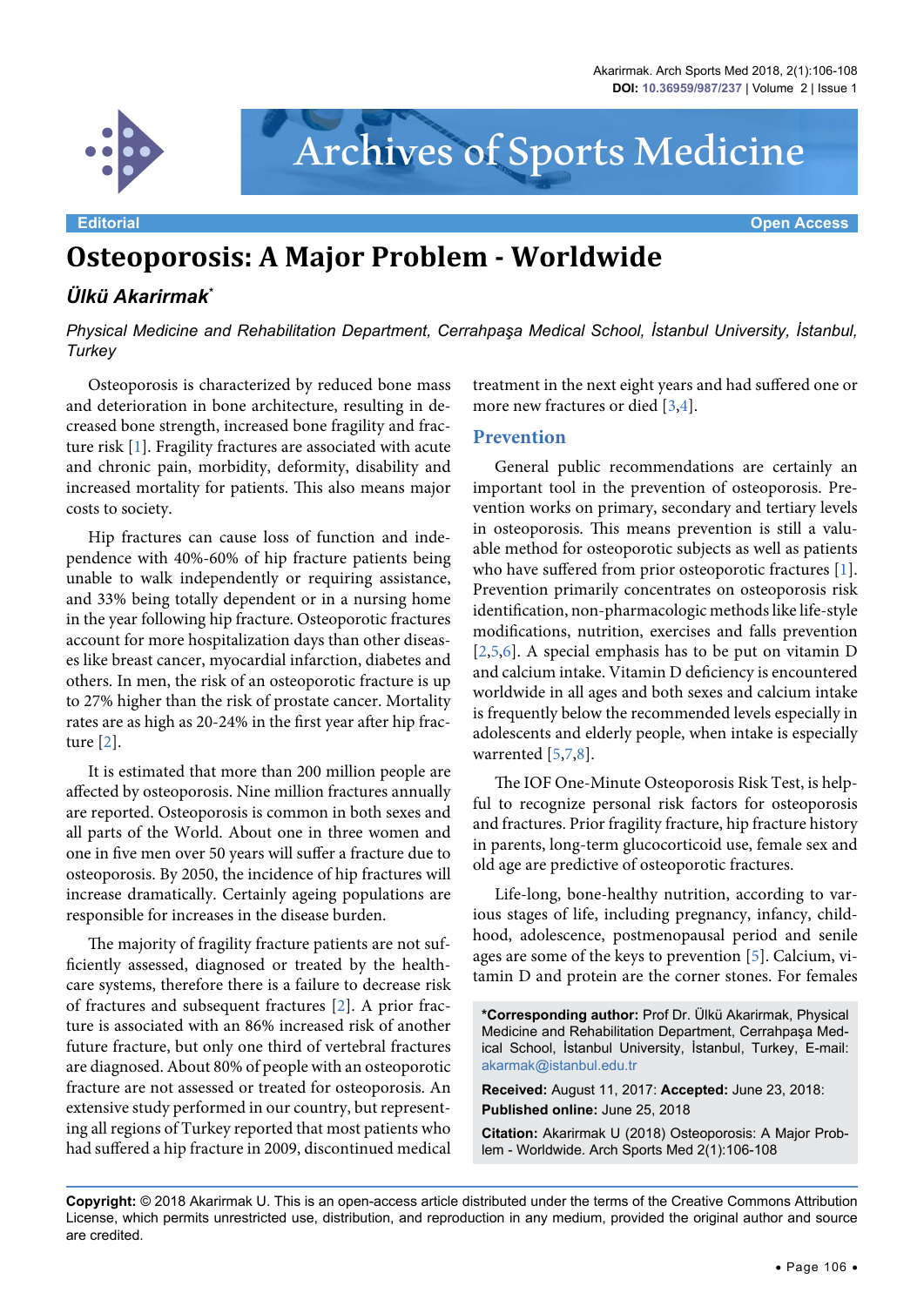Editorial

Open Access

# Osteoporosis: A Major Problem - Worldwide

***Ülkü Akarirmak****

*Physical Medicine and Rehabilitation Department, Cerrahpaşa Medical School, İstanbul University, İstanbul, Turkey*

Osteoporosis is characterized by reduced bone mass and deterioration in bone architecture, resulting in decreased bone strength, increased bone fragility and fracture risk [1]. Fragility fractures are associated with acute and chronic pain, morbidity, deformity, disability and increased mortality for patients. This also means major costs to society.

Hip fractures can cause loss of function and independence with 40%-60% of hip fracture patients being unable to walk independently or requiring assistance, and 33% being totally dependent or in a nursing home in the year following hip fracture. Osteoporotic fractures account for more hospitalization days than other diseases like breast cancer, myocardial infarction, diabetes and others. In men, the risk of an osteoporotic fracture is up to 27% higher than the risk of prostate cancer. Mortality rates are as high as 20-24% in the first year after hip fracture [2].

It is estimated that more than 200 million people are affected by osteoporosis. Nine million fractures annually are reported. Osteoporosis is common in both sexes and all parts of the World. About one in three women and one in five men over 50 years will suffer a fracture due to osteoporosis. By 2050, the incidence of hip fractures will increase dramatically. Certainly ageing populations are responsible for increases in the disease burden.

The majority of fragility fracture patients are not sufficiently assessed, diagnosed or treated by the healthcare systems, therefore there is a failure to decrease risk of fractures and subsequent fractures [2]. A prior fracture is associated with an 86% increased risk of another future fracture, but only one third of vertebral fractures are diagnosed. About 80% of people with an osteoporotic fracture are not assessed or treated for osteoporosis. An extensive study performed in our country, but representing all regions of Turkey reported that most patients who had suffered a hip fracture in 2009, discontinued medical treatment in the next eight years and had suffered one or more new fractures or died [3,4].

## Prevention

General public recommendations are certainly an important tool in the prevention of osteoporosis. Prevention works on primary, secondary and tertiary levels in osteoporosis. This means prevention is still a valuable method for osteoporotic subjects as well as patients who have suffered from prior osteoporotic fractures [1]. Prevention primarily concentrates on osteoporosis risk identification, non-pharmacologic methods like life-style modifications, nutrition, exercises and falls prevention [2,5,6]. A special emphasis has to be put on vitamin D and calcium intake. Vitamin D deficiency is encountered worldwide in all ages and both sexes and calcium intake is frequently below the recommended levels especially in adolescents and elderly people, when intake is especially warrented [5,7,8].

The IOF One-Minute Osteoporosis Risk Test, is helpful to recognize personal risk factors for osteoporosis and fractures. Prior fragility fracture, hip fracture history in parents, long-term glucocorticoid use, female sex and old age are predictive of osteoporotic fractures.

Life-long, bone-healthy nutrition, according to various stages of life, including pregnancy, infancy, childhood, adolescence, postmenopausal period and senile ages are some of the keys to prevention [5]. Calcium, vitamin D and protein are the corner stones. For females

**\*Corresponding author:** Prof Dr. Ülkü Akarirmak, Physical Medicine and Rehabilitation Department, Cerrahpaşa Medical School, İstanbul University, İstanbul, Turkey, E-mail: akarmak@istanbul.edu.tr

**Received:** August 11, 2017: **Accepted:** June 23, 2018: **Published online:** June 25, 2018

**Citation:** Akarirmak U (2018) Osteoporosis: A Major Problem - Worldwide. Arch Sports Med 2(1):106-108

**Copyright:** © 2018 Akarirmak U. This is an open-access article distributed under the terms of the Creative Commons Attribution License, which permits unrestricted use, distribution, and reproduction in any medium, provided the original author and source are credited.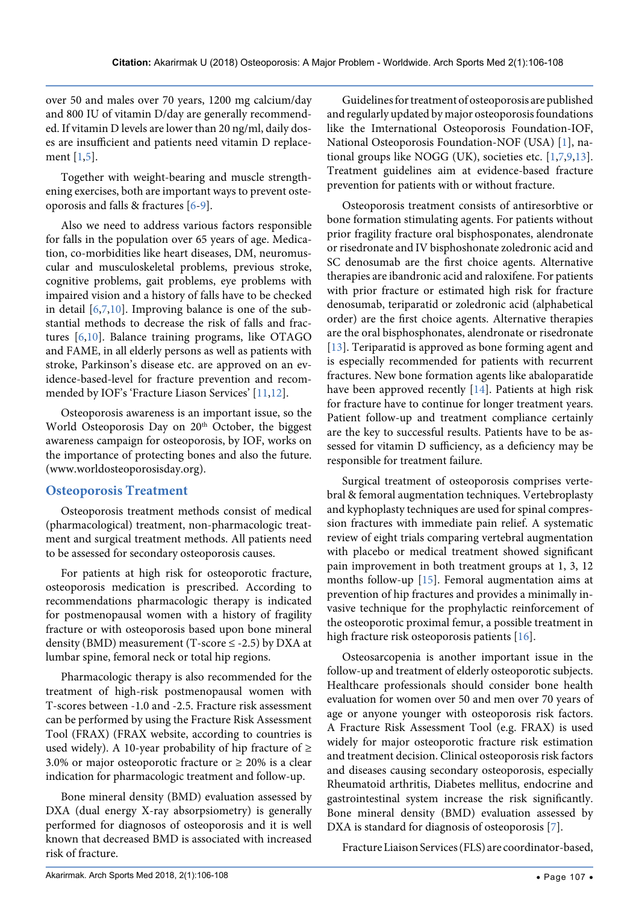over 50 and males over 70 years, 1200 mg calcium/day and 800 IU of vitamin D/day are generally recommended. If vitamin D levels are lower than 20 ng/ml, daily doses are insufficient and patients need vitamin D replacement [1,5].

Together with weight-bearing and muscle strengthening exercises, both are important ways to prevent osteoporosis and falls & fractures [6-9].

Also we need to address various factors responsible for falls in the population over 65 years of age. Medication, co-morbidities like heart diseases, DM, neuromuscular and musculoskeletal problems, previous stroke, cognitive problems, gait problems, eye problems with impaired vision and a history of falls have to be checked in detail [6,7,10]. Improving balance is one of the substantial methods to decrease the risk of falls and fractures [6,10]. Balance training programs, like OTAGO and FAME, in all elderly persons as well as patients with stroke, Parkinson's disease etc. are approved on an evidence-based-level for fracture prevention and recommended by IOF's 'Fracture Liason Services' [11,12].

Osteoporosis awareness is an important issue, so the World Osteoporosis Day on 20th October, the biggest awareness campaign for osteoporosis, by IOF, works on the importance of protecting bones and also the future. (www.worldosteoporosisday.org).

## Osteoporosis Treatment

Osteoporosis treatment methods consist of medical (pharmacological) treatment, non-pharmacologic treatment and surgical treatment methods. All patients need to be assessed for secondary osteoporosis causes.

For patients at high risk for osteoporotic fracture, osteoporosis medication is prescribed. According to recommendations pharmacologic therapy is indicated for postmenopausal women with a history of fragility fracture or with osteoporosis based upon bone mineral density (BMD) measurement (T-score ≤ -2.5) by DXA at lumbar spine, femoral neck or total hip regions.

Pharmacologic therapy is also recommended for the treatment of high-risk postmenopausal women with T-scores between -1.0 and -2.5. Fracture risk assessment can be performed by using the Fracture Risk Assessment Tool (FRAX) (FRAX website, according to countries is used widely). A 10-year probability of hip fracture of ≥ 3.0% or major osteoporotic fracture or ≥ 20% is a clear indication for pharmacologic treatment and follow-up.

Bone mineral density (BMD) evaluation assessed by DXA (dual energy X-ray absorpsiometry) is generally performed for diagnosos of osteoporosis and it is well known that decreased BMD is associated with increased risk of fracture.

Guidelines for treatment of osteoporosis are published and regularly updated by major osteoporosis foundations like the Imternational Osteoporosis Foundation-IOF, National Osteoporosis Foundation-NOF (USA) [1], national groups like NOGG (UK), societies etc. [1,7,9,13]. Treatment guidelines aim at evidence-based fracture prevention for patients with or without fracture.

Osteoporosis treatment consists of antiresorbtive or bone formation stimulating agents. For patients without prior fragility fracture oral bisphosponates, alendronate or risedronate and IV bisphoshonate zoledronic acid and SC denosumab are the first choice agents. Alternative therapies are ibandronic acid and raloxifene. For patients with prior fracture or estimated high risk for fracture denosumab, teriparatid or zoledronic acid (alphabetical order) are the first choice agents. Alternative therapies are the oral bisphosphonates, alendronate or risedronate [13]. Teriparatid is approved as bone forming agent and is especially recommended for patients with recurrent fractures. New bone formation agents like abaloparatide have been approved recently [14]. Patients at high risk for fracture have to continue for longer treatment years. Patient follow-up and treatment compliance certainly are the key to successful results. Patients have to be assessed for vitamin D sufficiency, as a deficiency may be responsible for treatment failure.

Surgical treatment of osteoporosis comprises vertebral & femoral augmentation techniques. Vertebroplasty and kyphoplasty techniques are used for spinal compression fractures with immediate pain relief. A systematic review of eight trials comparing vertebral augmentation with placebo or medical treatment showed significant pain improvement in both treatment groups at 1, 3, 12 months follow-up [15]. Femoral augmentation aims at prevention of hip fractures and provides a minimally invasive technique for the prophylactic reinforcement of the osteoporotic proximal femur, a possible treatment in high fracture risk osteoporosis patients [16].

Osteosarcopenia is another important issue in the follow-up and treatment of elderly osteoporotic subjects. Healthcare professionals should consider bone health evaluation for women over 50 and men over 70 years of age or anyone younger with osteoporosis risk factors. A Fracture Risk Assessment Tool (e.g. FRAX) is used widely for major osteoporotic fracture risk estimation and treatment decision. Clinical osteoporosis risk factors and diseases causing secondary osteoporosis, especially Rheumatoid arthritis, Diabetes mellitus, endocrine and gastrointestinal system increase the risk significantly. Bone mineral density (BMD) evaluation assessed by DXA is standard for diagnosis of osteoporosis [7].

Fracture Liaison Services (FLS) are coordinator-based,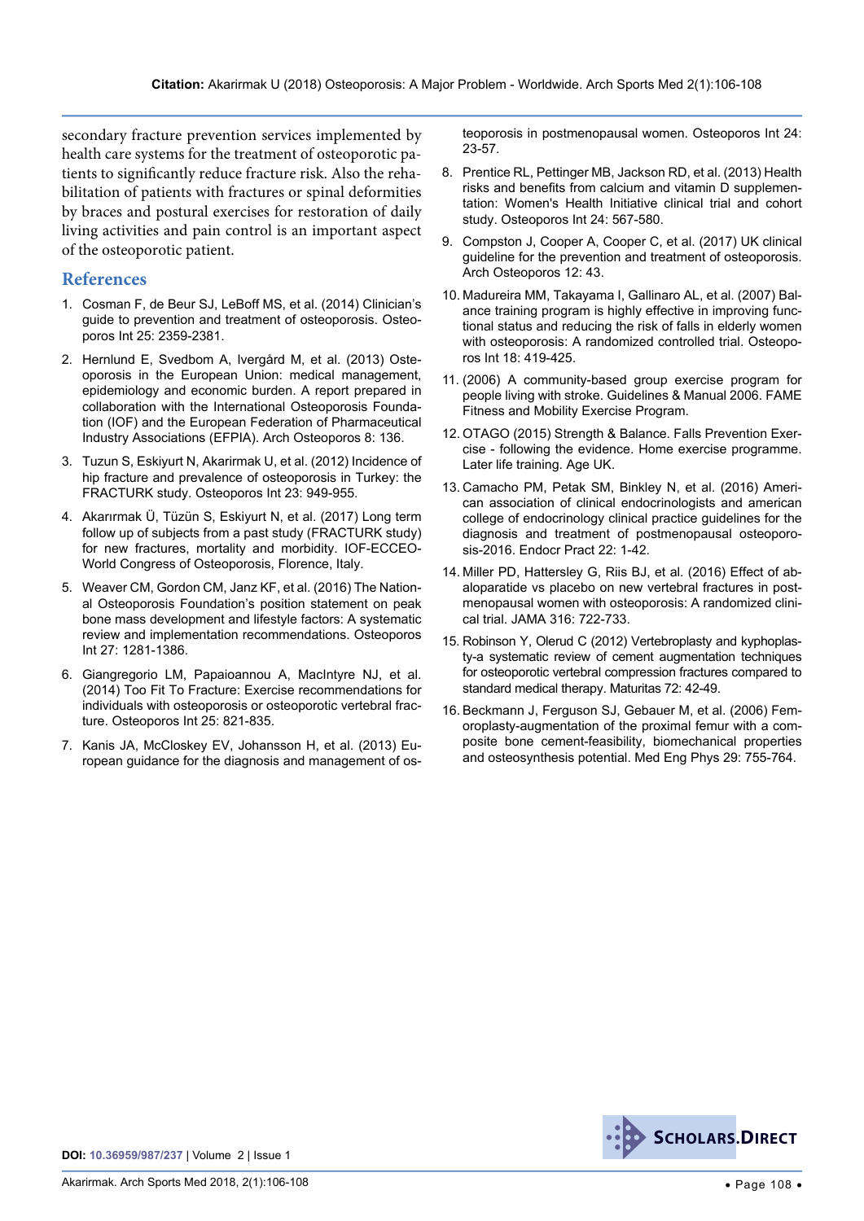secondary fracture prevention services implemented by health care systems for the treatment of osteoporotic patients to significantly reduce fracture risk. Also the rehabilitation of patients with fractures or spinal deformities by braces and postural exercises for restoration of daily living activities and pain control is an important aspect of the osteoporotic patient.

## References

1. Cosman F, de Beur SJ, LeBoff MS, et al. (2014) Clinician's guide to prevention and treatment of osteoporosis. Osteoporos Int 25: 2359-2381.
2. Hernlund E, Svedbom A, Ivergård M, et al. (2013) Osteoporosis in the European Union: medical management, epidemiology and economic burden. A report prepared in collaboration with the International Osteoporosis Foundation (IOF) and the European Federation of Pharmaceutical Industry Associations (EFPIA). Arch Osteoporos 8: 136.
3. Tuzun S, Eskiyurt N, Akarirmak U, et al. (2012) Incidence of hip fracture and prevalence of osteoporosis in Turkey: the FRACTURK study. Osteoporos Int 23: 949-955.
4. Akarırmak Ü, Tüzün S, Eskiyurt N, et al. (2017) Long term follow up of subjects from a past study (FRACTURK study) for new fractures, mortality and morbidity. IOF-ECCEO-World Congress of Osteoporosis, Florence, Italy.
5. Weaver CM, Gordon CM, Janz KF, et al. (2016) The National Osteoporosis Foundation's position statement on peak bone mass development and lifestyle factors: A systematic review and implementation recommendations. Osteoporos Int 27: 1281-1386.
6. Giangregorio LM, Papaioannou A, MacIntyre NJ, et al. (2014) Too Fit To Fracture: Exercise recommendations for individuals with osteoporosis or osteoporotic vertebral fracture. Osteoporos Int 25: 821-835.
7. Kanis JA, McCloskey EV, Johansson H, et al. (2013) European guidance for the diagnosis and management of osteoporosis in postmenopausal women. Osteoporos Int 24: 23-57.
8. Prentice RL, Pettinger MB, Jackson RD, et al. (2013) Health risks and benefits from calcium and vitamin D supplementation: Women's Health Initiative clinical trial and cohort study. Osteoporos Int 24: 567-580.
9. Compston J, Cooper A, Cooper C, et al. (2017) UK clinical guideline for the prevention and treatment of osteoporosis. Arch Osteoporos 12: 43.
10. Madureira MM, Takayama I, Gallinaro AL, et al. (2007) Balance training program is highly effective in improving functional status and reducing the risk of falls in elderly women with osteoporosis: A randomized controlled trial. Osteoporos Int 18: 419-425.
11. (2006) A community-based group exercise program for people living with stroke. Guidelines & Manual 2006. FAME Fitness and Mobility Exercise Program.
12. OTAGO (2015) Strength & Balance. Falls Prevention Exercise - following the evidence. Home exercise programme. Later life training. Age UK.
13. Camacho PM, Petak SM, Binkley N, et al. (2016) American association of clinical endocrinologists and american college of endocrinology clinical practice guidelines for the diagnosis and treatment of postmenopausal osteoporosis-2016. Endocr Pract 22: 1-42.
14. Miller PD, Hattersley G, Riis BJ, et al. (2016) Effect of abaloparatide vs placebo on new vertebral fractures in postmenopausal women with osteoporosis: A randomized clinical trial. JAMA 316: 722-733.
15. Robinson Y, Olerud C (2012) Vertebroplasty and kyphoplasty-a systematic review of cement augmentation techniques for osteoporotic vertebral compression fractures compared to standard medical therapy. Maturitas 72: 42-49.
16. Beckmann J, Ferguson SJ, Gebauer M, et al. (2006) Femoroplasty-augmentation of the proximal femur with a composite bone cement-feasibility, biomechanical properties and osteosynthesis potential. Med Eng Phys 29: 755-764.